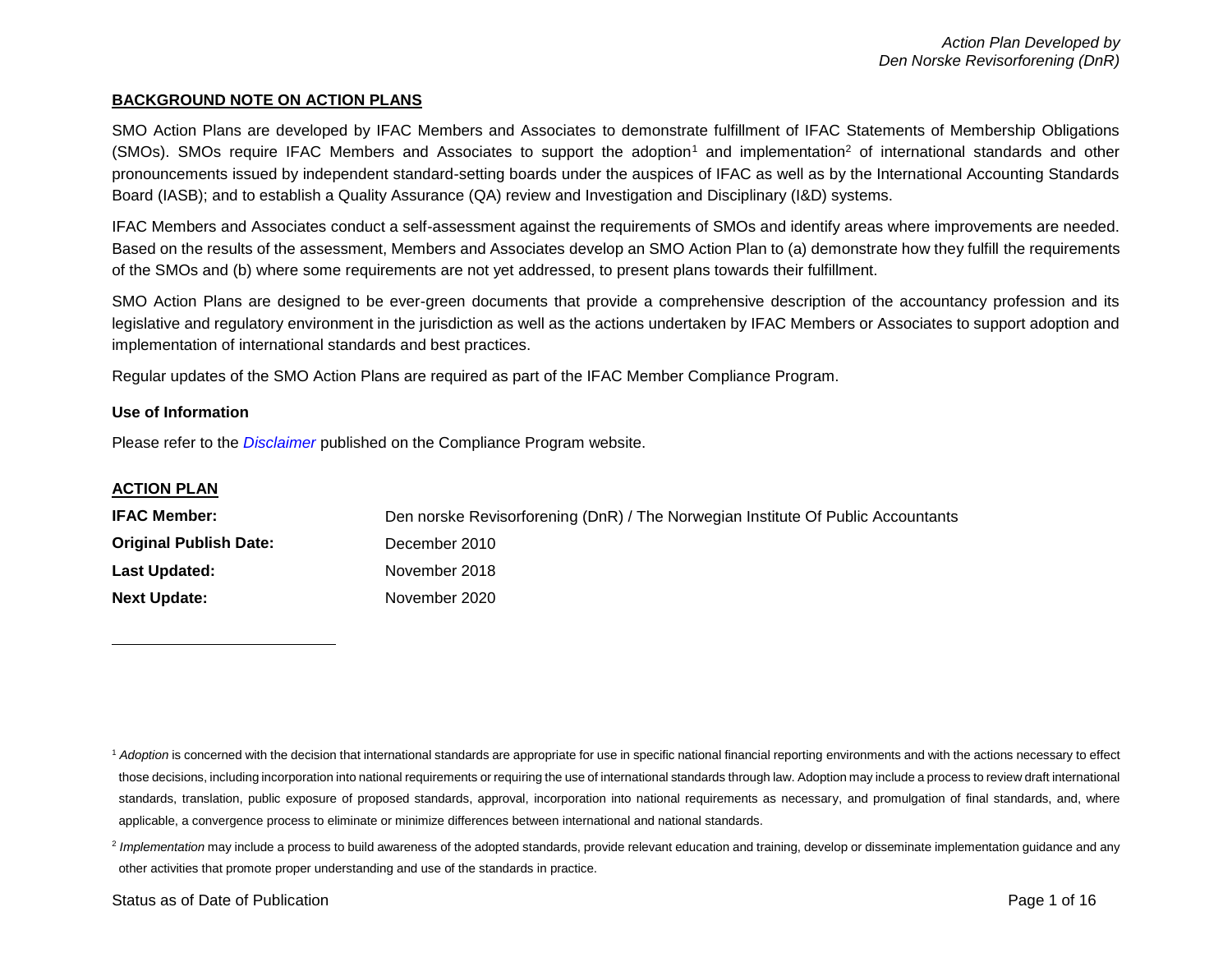## BACKGROUND NOTE ON ACTION PLANS

SMO Action Plans are developed by IFAC Members and Associates to demonstrate fulfillment of IFAC Statements of Membership Obligations (SMOs). SMOs require IFAC Members and Associates to support the adoption[1] and implementation[2] of international standards and other pronouncements issued by independent standard-setting boards under the auspices of IFAC as well as by the International Accounting Standards Board (IASB); and to establish a Quality Assurance (QA) review and Investigation and Disciplinary (I&D) systems.

IFAC Members and Associates conduct a self-assessment against the requirements of SMOs and identify areas where improvements are needed. Based on the results of the assessment, Members and Associates develop an SMO Action Plan to (a) demonstrate how they fulfill the requirements of the SMOs and (b) where some requirements are not yet addressed, to present plans towards their fulfillment.

SMO Action Plans are designed to be ever-green documents that provide a comprehensive description of the accountancy profession and its legislative and regulatory environment in the jurisdiction as well as the actions undertaken by IFAC Members or Associates to support adoption and implementation of international standards and best practices.

Regular updates of the SMO Action Plans are required as part of the IFAC Member Compliance Program.

### Use of Information

Please refer to the *Disclaimer* published on the Compliance Program website.

## ACTION PLAN

**IFAC Member:** Den norske Revisorforening (DnR) / The Norwegian Institute Of Public Accountants

**Original Publish Date:** December 2010

**Last Updated:** November 2018

**Next Update:** November 2020

---

[1] *Adoption* is concerned with the decision that international standards are appropriate for use in specific national financial reporting environments and with the actions necessary to effect those decisions, including incorporation into national requirements or requiring the use of international standards through law. Adoption may include a process to review draft international standards, translation, public exposure of proposed standards, approval, incorporation into national requirements as necessary, and promulgation of final standards, and, where applicable, a convergence process to eliminate or minimize differences between international and national standards.

[2] *Implementation* may include a process to build awareness of the adopted standards, provide relevant education and training, develop or disseminate implementation guidance and any other activities that promote proper understanding and use of the standards in practice.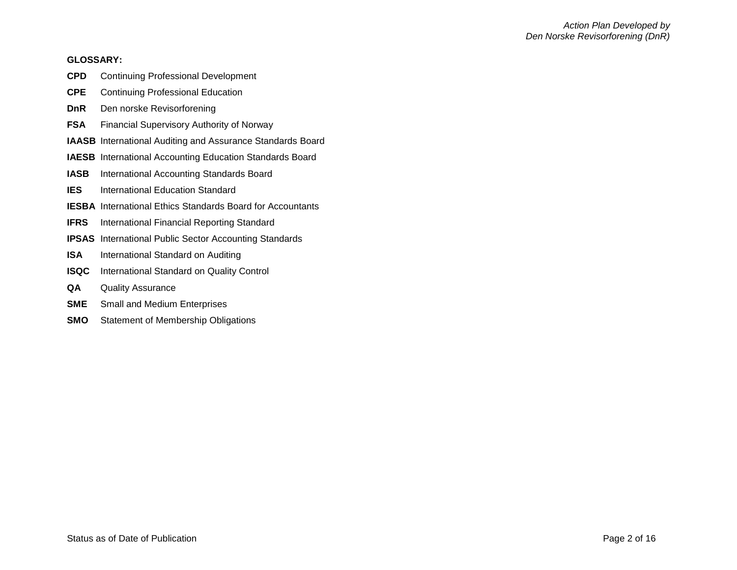**GLOSSARY:**

**CPD** Continuing Professional Development

**CPE** Continuing Professional Education

**DnR** Den norske Revisorforening

**FSA** Financial Supervisory Authority of Norway

**IAASB** International Auditing and Assurance Standards Board

**IAESB** International Accounting Education Standards Board

**IASB** International Accounting Standards Board

**IES** International Education Standard

**IESBA** International Ethics Standards Board for Accountants

**IFRS** International Financial Reporting Standard

**IPSAS** International Public Sector Accounting Standards

**ISA** International Standard on Auditing

**ISQC** International Standard on Quality Control

**QA** Quality Assurance

**SME** Small and Medium Enterprises

**SMO** Statement of Membership Obligations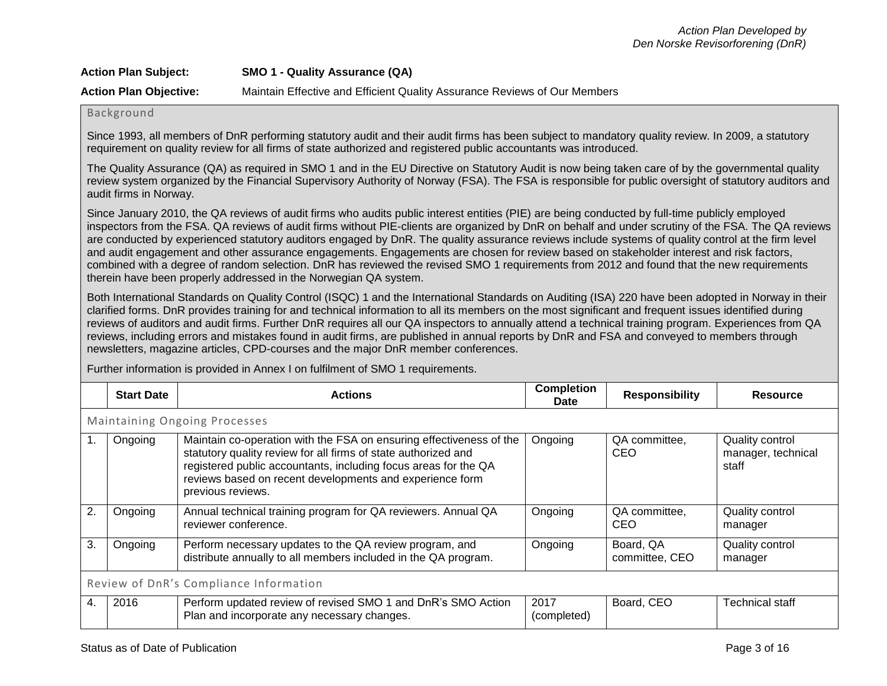**Action Plan Subject:** **SMO 1 - Quality Assurance (QA)**

**Action Plan Objective:** Maintain Effective and Efficient Quality Assurance Reviews of Our Members

### Background

Since 1993, all members of DnR performing statutory audit and their audit firms has been subject to mandatory quality review. In 2009, a statutory requirement on quality review for all firms of state authorized and registered public accountants was introduced.

The Quality Assurance (QA) as required in SMO 1 and in the EU Directive on Statutory Audit is now being taken care of by the governmental quality review system organized by the Financial Supervisory Authority of Norway (FSA). The FSA is responsible for public oversight of statutory auditors and audit firms in Norway.

Since January 2010, the QA reviews of audit firms who audits public interest entities (PIE) are being conducted by full-time publicly employed inspectors from the FSA. QA reviews of audit firms without PIE-clients are organized by DnR on behalf and under scrutiny of the FSA. The QA reviews are conducted by experienced statutory auditors engaged by DnR. The quality assurance reviews include systems of quality control at the firm level and audit engagement and other assurance engagements. Engagements are chosen for review based on stakeholder interest and risk factors, combined with a degree of random selection. DnR has reviewed the revised SMO 1 requirements from 2012 and found that the new requirements therein have been properly addressed in the Norwegian QA system.

Both International Standards on Quality Control (ISQC) 1 and the International Standards on Auditing (ISA) 220 have been adopted in Norway in their clarified forms. DnR provides training for and technical information to all its members on the most significant and frequent issues identified during reviews of auditors and audit firms. Further DnR requires all our QA inspectors to annually attend a technical training program. Experiences from QA reviews, including errors and mistakes found in audit firms, are published in annual reports by DnR and FSA and conveyed to members through newsletters, magazine articles, CPD-courses and the major DnR member conferences.

Further information is provided in Annex I on fulfilment of SMO 1 requirements.

| | Start Date | Actions | Completion Date | Responsibility | Resource |
|---|---|---|---|---|---|
| **Maintaining Ongoing Processes** | | | | | |
| 1. | Ongoing | Maintain co-operation with the FSA on ensuring effectiveness of the statutory quality review for all firms of state authorized and registered public accountants, including focus areas for the QA reviews based on recent developments and experience form previous reviews. | Ongoing | QA committee, CEO | Quality control manager, technical staff |
| 2. | Ongoing | Annual technical training program for QA reviewers. Annual QA reviewer conference. | Ongoing | QA committee, CEO | Quality control manager |
| 3. | Ongoing | Perform necessary updates to the QA review program, and distribute annually to all members included in the QA program. | Ongoing | Board, QA committee, CEO | Quality control manager |
| **Review of DnR's Compliance Information** | | | | | |
| 4. | 2016 | Perform updated review of revised SMO 1 and DnR's SMO Action Plan and incorporate any necessary changes. | 2017 (completed) | Board, CEO | Technical staff |

Status as of Date of Publication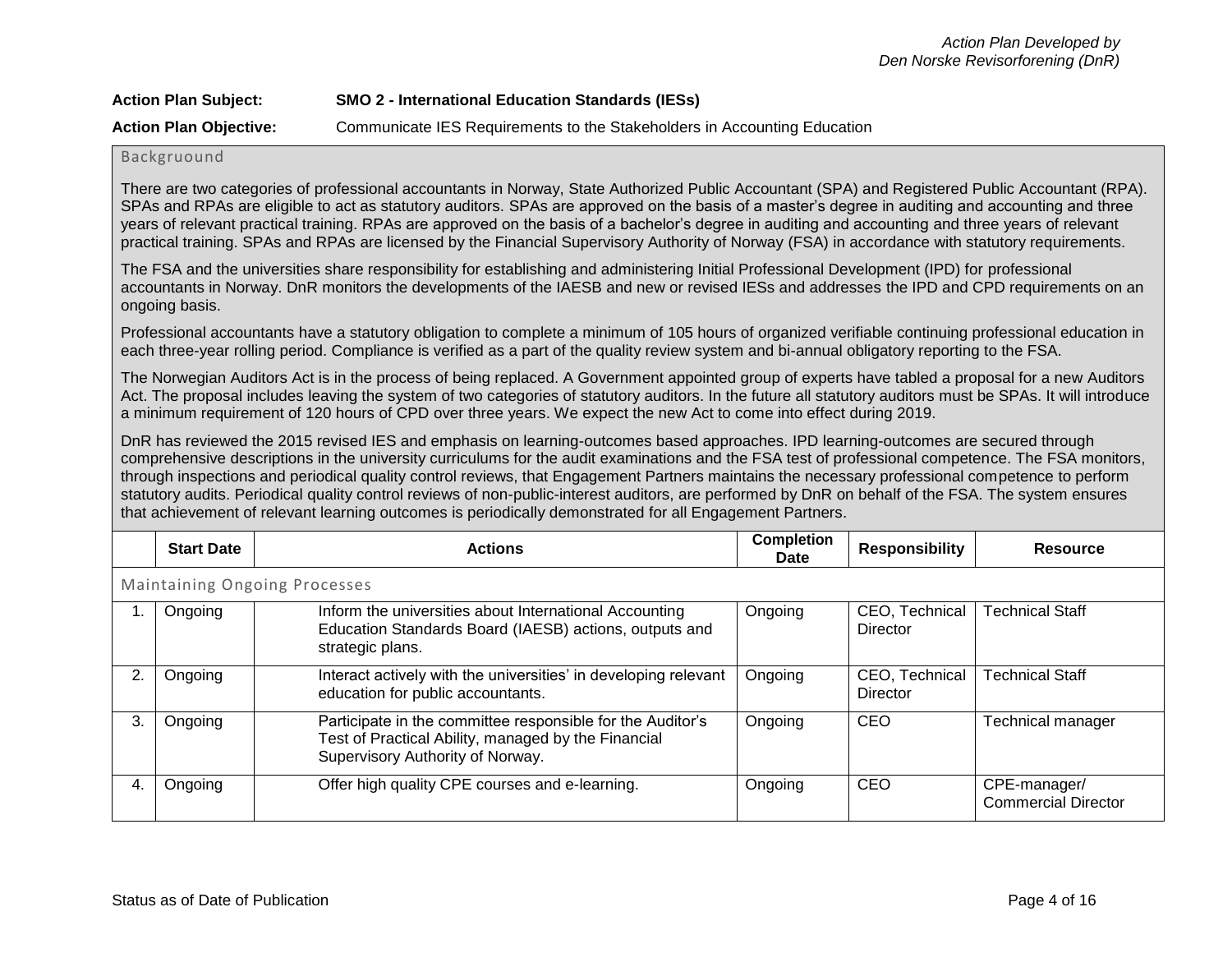**Action Plan Subject:** **SMO 2 - International Education Standards (IESs)**

**Action Plan Objective:** Communicate IES Requirements to the Stakeholders in Accounting Education

### Backgruound

There are two categories of professional accountants in Norway, State Authorized Public Accountant (SPA) and Registered Public Accountant (RPA). SPAs and RPAs are eligible to act as statutory auditors. SPAs are approved on the basis of a master's degree in auditing and accounting and three years of relevant practical training. RPAs are approved on the basis of a bachelor's degree in auditing and accounting and three years of relevant practical training. SPAs and RPAs are licensed by the Financial Supervisory Authority of Norway (FSA) in accordance with statutory requirements.

The FSA and the universities share responsibility for establishing and administering Initial Professional Development (IPD) for professional accountants in Norway. DnR monitors the developments of the IAESB and new or revised IESs and addresses the IPD and CPD requirements on an ongoing basis.

Professional accountants have a statutory obligation to complete a minimum of 105 hours of organized verifiable continuing professional education in each three-year rolling period. Compliance is verified as a part of the quality review system and bi-annual obligatory reporting to the FSA.

The Norwegian Auditors Act is in the process of being replaced. A Government appointed group of experts have tabled a proposal for a new Auditors Act. The proposal includes leaving the system of two categories of statutory auditors. In the future all statutory auditors must be SPAs. It will introduce a minimum requirement of 120 hours of CPD over three years. We expect the new Act to come into effect during 2019.

DnR has reviewed the 2015 revised IES and emphasis on learning-outcomes based approaches. IPD learning-outcomes are secured through comprehensive descriptions in the university curriculums for the audit examinations and the FSA test of professional competence. The FSA monitors, through inspections and periodical quality control reviews, that Engagement Partners maintains the necessary professional competence to perform statutory audits. Periodical quality control reviews of non-public-interest auditors, are performed by DnR on behalf of the FSA. The system ensures that achievement of relevant learning outcomes is periodically demonstrated for all Engagement Partners.

| | Start Date | Actions | Completion Date | Responsibility | Resource |
|---|---|---|---|---|---|
| Maintaining Ongoing Processes | | | | | |
| 1. | Ongoing | Inform the universities about International Accounting Education Standards Board (IAESB) actions, outputs and strategic plans. | Ongoing | CEO, Technical Director | Technical Staff |
| 2. | Ongoing | Interact actively with the universities' in developing relevant education for public accountants. | Ongoing | CEO, Technical Director | Technical Staff |
| 3. | Ongoing | Participate in the committee responsible for the Auditor's Test of Practical Ability, managed by the Financial Supervisory Authority of Norway. | Ongoing | CEO | Technical manager |
| 4. | Ongoing | Offer high quality CPE courses and e-learning. | Ongoing | CEO | CPE-manager/ Commercial Director |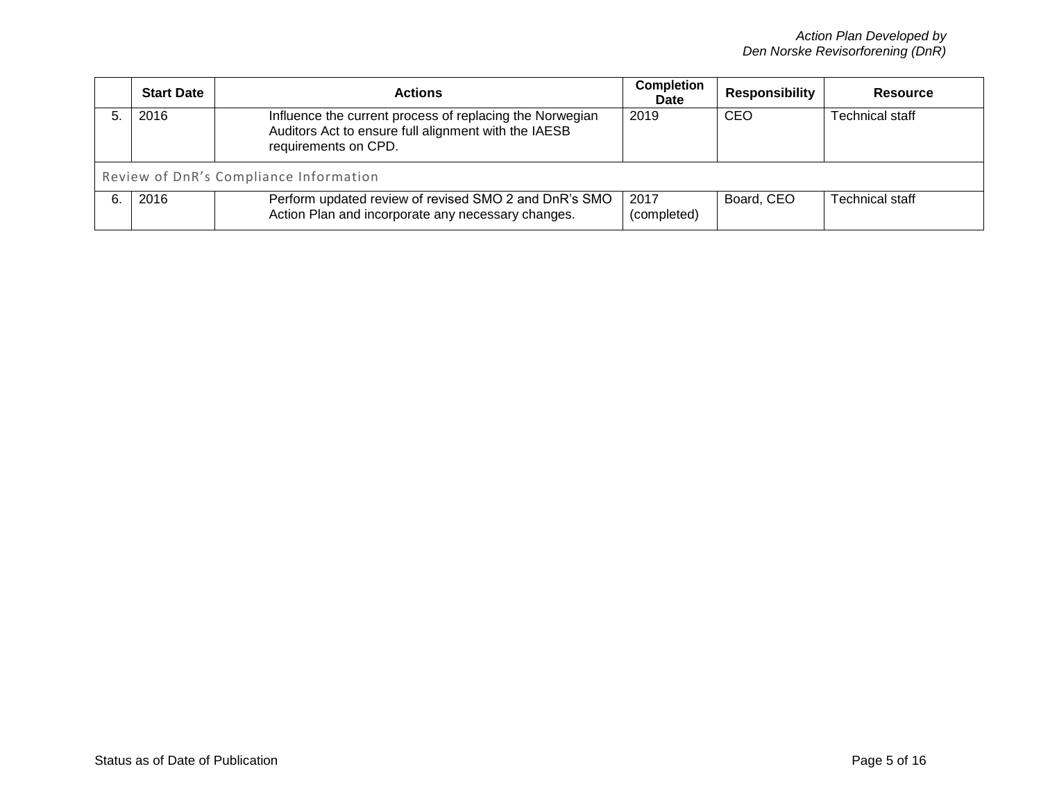| | Start Date | Actions | Completion Date | Responsibility | Resource |
|---|---|---|---|---|---|
| 5. | 2016 | Influence the current process of replacing the Norwegian Auditors Act to ensure full alignment with the IAESB requirements on CPD. | 2019 | CEO | Technical staff |
| Review of DnR's Compliance Information | | | | | |
| 6. | 2016 | Perform updated review of revised SMO 2 and DnR's SMO Action Plan and incorporate any necessary changes. | 2017 (completed) | Board, CEO | Technical staff |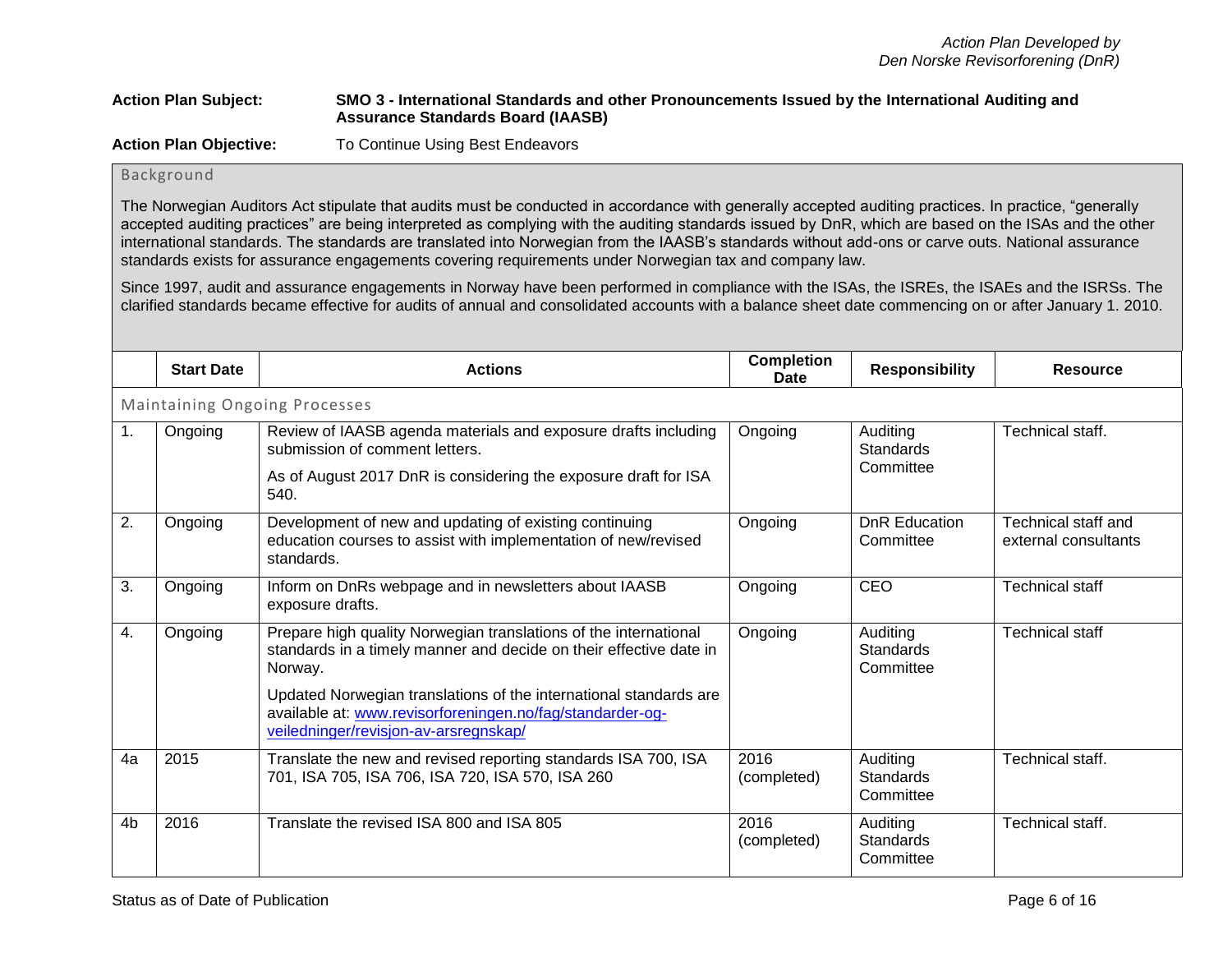**Action Plan Subject:** **SMO 3 - International Standards and other Pronouncements Issued by the International Auditing and Assurance Standards Board (IAASB)**

**Action Plan Objective:** To Continue Using Best Endeavors

Background

The Norwegian Auditors Act stipulate that audits must be conducted in accordance with generally accepted auditing practices. In practice, "generally accepted auditing practices" are being interpreted as complying with the auditing standards issued by DnR, which are based on the ISAs and the other international standards. The standards are translated into Norwegian from the IAASB's standards without add-ons or carve outs. National assurance standards exists for assurance engagements covering requirements under Norwegian tax and company law.

Since 1997, audit and assurance engagements in Norway have been performed in compliance with the ISAs, the ISREs, the ISAEs and the ISRSs. The clarified standards became effective for audits of annual and consolidated accounts with a balance sheet date commencing on or after January 1. 2010.

| | Start Date | Actions | Completion Date | Responsibility | Resource |
|---|---|---|---|---|---|
| Maintaining Ongoing Processes | | | | | |
| 1. | Ongoing | Review of IAASB agenda materials and exposure drafts including submission of comment letters.<br>As of August 2017 DnR is considering the exposure draft for ISA 540. | Ongoing | Auditing Standards Committee | Technical staff. |
| 2. | Ongoing | Development of new and updating of existing continuing education courses to assist with implementation of new/revised standards. | Ongoing | DnR Education Committee | Technical staff and external consultants |
| 3. | Ongoing | Inform on DnRs webpage and in newsletters about IAASB exposure drafts. | Ongoing | CEO | Technical staff |
| 4. | Ongoing | Prepare high quality Norwegian translations of the international standards in a timely manner and decide on their effective date in Norway.<br>Updated Norwegian translations of the international standards are available at: [www.revisorforeningen.no/fag/standarder-og-veiledninger/revisjon-av-arsregnskap/](www.revisorforeningen.no/fag/standarder-og-veiledninger/revisjon-av-arsregnskap/) | Ongoing | Auditing Standards Committee | Technical staff |
| 4a | 2015 | Translate the new and revised reporting standards ISA 700, ISA 701, ISA 705, ISA 706, ISA 720, ISA 570, ISA 260 | 2016 (completed) | Auditing Standards Committee | Technical staff. |
| 4b | 2016 | Translate the revised ISA 800 and ISA 805 | 2016 (completed) | Auditing Standards Committee | Technical staff. |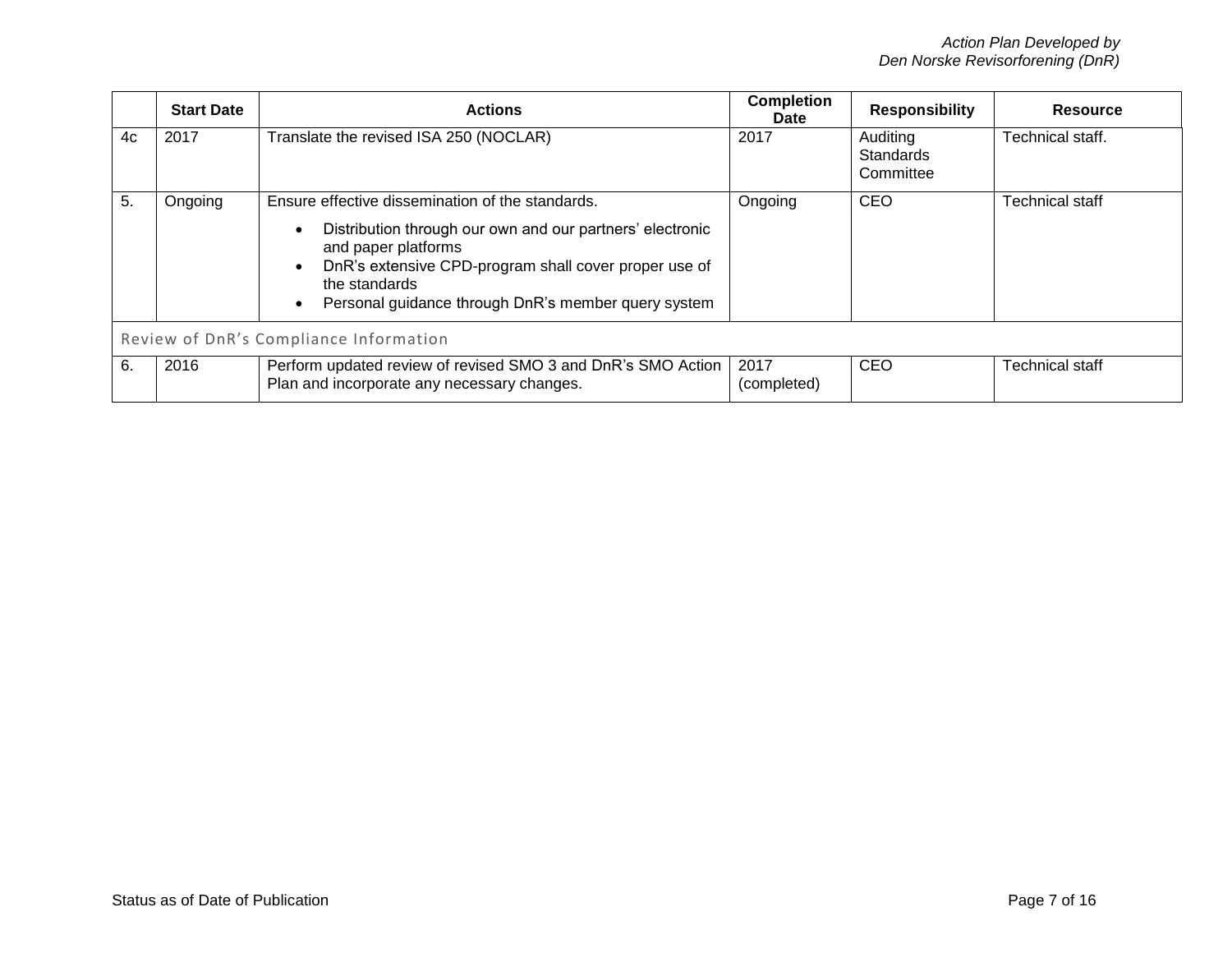| | Start Date | Actions | Completion Date | Responsibility | Resource |
|---|---|---|---|---|---|
| 4c | 2017 | Translate the revised ISA 250 (NOCLAR) | 2017 | Auditing Standards Committee | Technical staff. |
| 5. | Ongoing | Ensure effective dissemination of the standards.<br>• Distribution through our own and our partners' electronic and paper platforms<br>• DnR's extensive CPD-program shall cover proper use of the standards<br>• Personal guidance through DnR's member query system | Ongoing | CEO | Technical staff |
| Review of DnR's Compliance Information | | | | | |
| 6. | 2016 | Perform updated review of revised SMO 3 and DnR's SMO Action Plan and incorporate any necessary changes. | 2017 (completed) | CEO | Technical staff |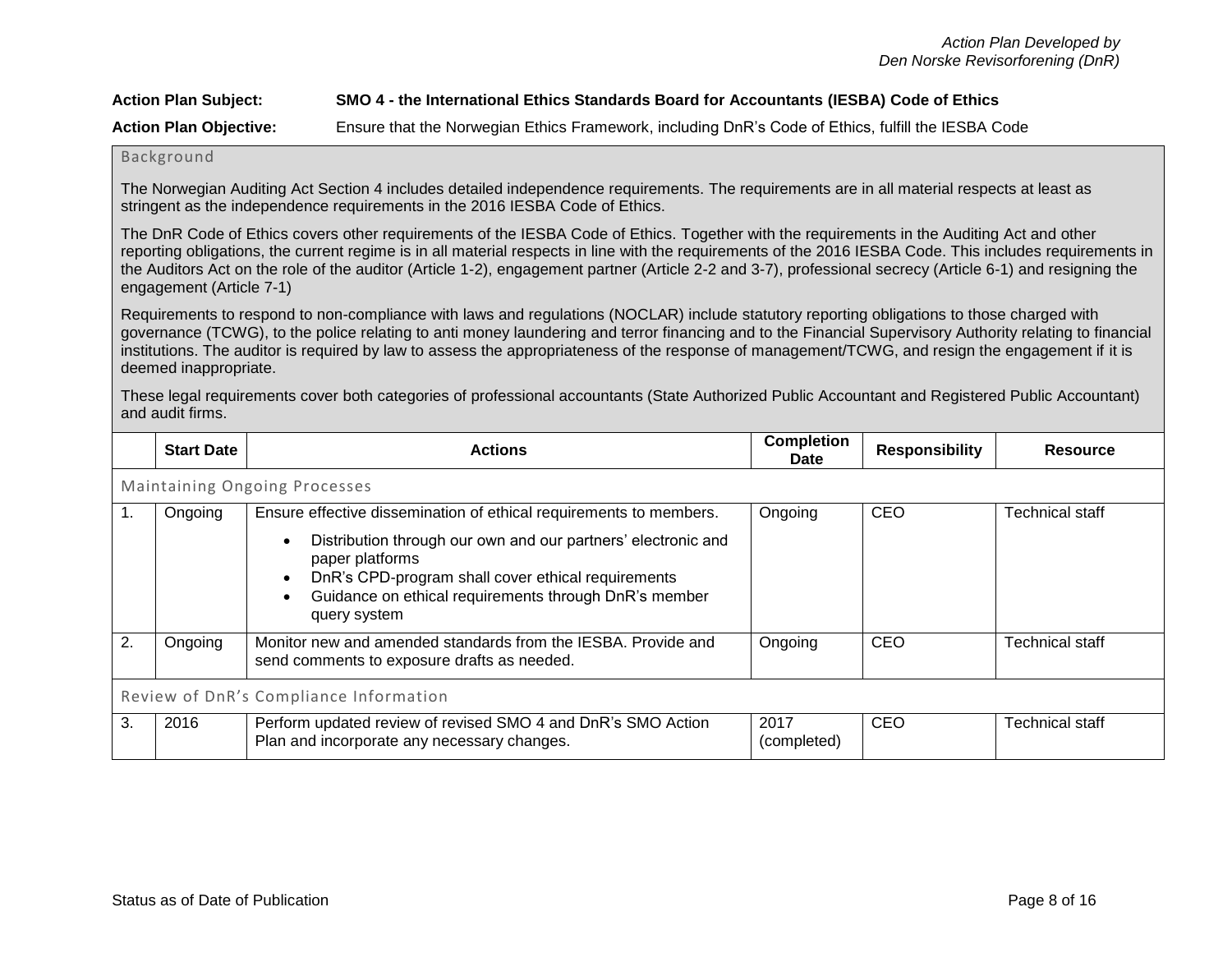*Action Plan Developed by Den Norske Revisorforening (DnR)*

**Action Plan Subject:** **SMO 4 - the International Ethics Standards Board for Accountants (IESBA) Code of Ethics**

**Action Plan Objective:** Ensure that the Norwegian Ethics Framework, including DnR's Code of Ethics, fulfill the IESBA Code

### Background

The Norwegian Auditing Act Section 4 includes detailed independence requirements. The requirements are in all material respects at least as stringent as the independence requirements in the 2016 IESBA Code of Ethics.

The DnR Code of Ethics covers other requirements of the IESBA Code of Ethics. Together with the requirements in the Auditing Act and other reporting obligations, the current regime is in all material respects in line with the requirements of the 2016 IESBA Code. This includes requirements in the Auditors Act on the role of the auditor (Article 1-2), engagement partner (Article 2-2 and 3-7), professional secrecy (Article 6-1) and resigning the engagement (Article 7-1)

Requirements to respond to non-compliance with laws and regulations (NOCLAR) include statutory reporting obligations to those charged with governance (TCWG), to the police relating to anti money laundering and terror financing and to the Financial Supervisory Authority relating to financial institutions. The auditor is required by law to assess the appropriateness of the response of management/TCWG, and resign the engagement if it is deemed inappropriate.

These legal requirements cover both categories of professional accountants (State Authorized Public Accountant and Registered Public Accountant) and audit firms.

| | Start Date | Actions | Completion Date | Responsibility | Resource |
|---|---|---|---|---|---|
| **Maintaining Ongoing Processes** | | | | | |
| 1. | Ongoing | Ensure effective dissemination of ethical requirements to members.<br>• Distribution through our own and our partners' electronic and paper platforms<br>• DnR's CPD-program shall cover ethical requirements<br>• Guidance on ethical requirements through DnR's member query system | Ongoing | CEO | Technical staff |
| 2. | Ongoing | Monitor new and amended standards from the IESBA. Provide and send comments to exposure drafts as needed. | Ongoing | CEO | Technical staff |
| **Review of DnR's Compliance Information** | | | | | |
| 3. | 2016 | Perform updated review of revised SMO 4 and DnR's SMO Action Plan and incorporate any necessary changes. | 2017 (completed) | CEO | Technical staff |

Status as of Date of Publication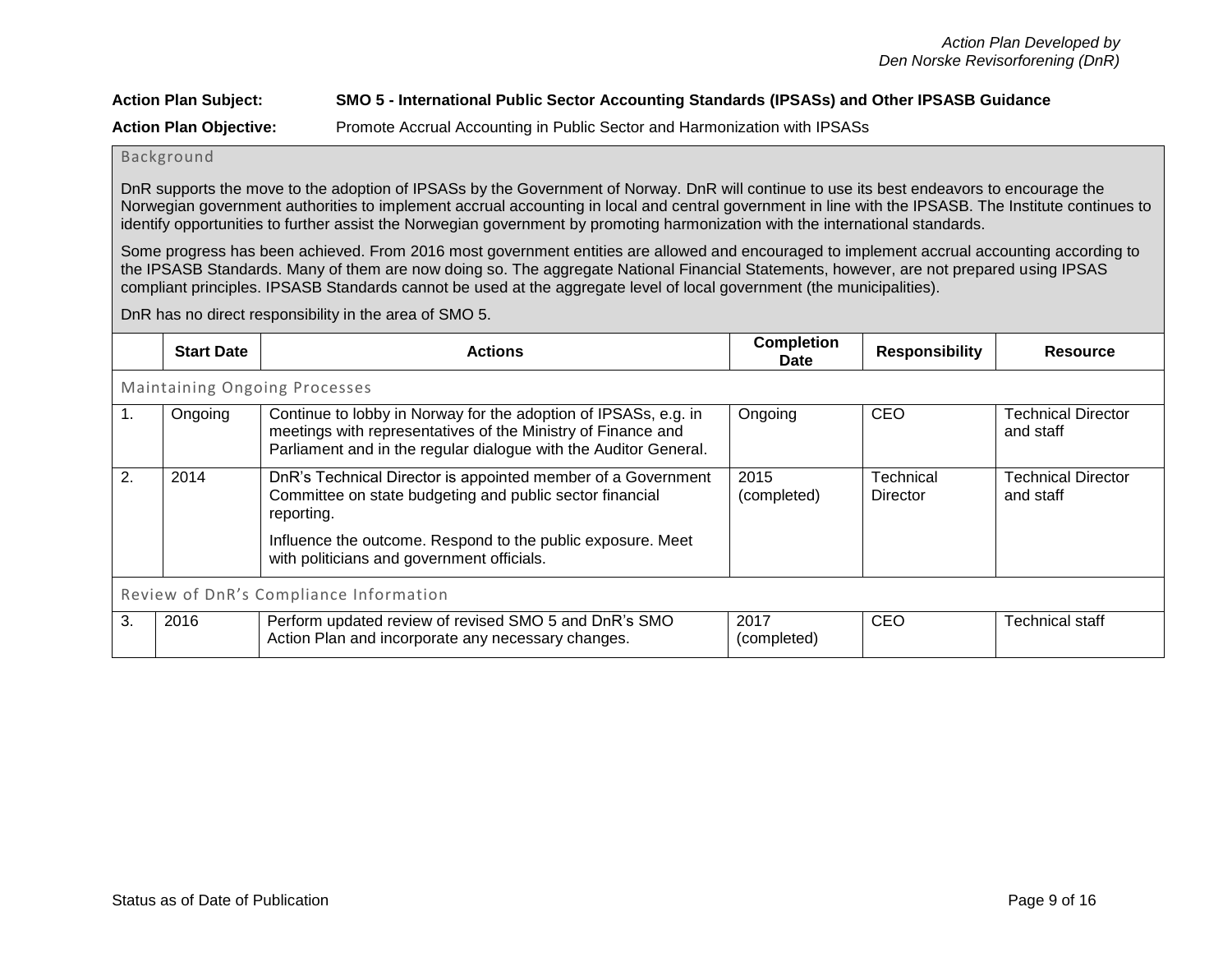**Action Plan Subject:** **SMO 5 - International Public Sector Accounting Standards (IPSASs) and Other IPSASB Guidance**

**Action Plan Objective:** Promote Accrual Accounting in Public Sector and Harmonization with IPSASs

### Background

DnR supports the move to the adoption of IPSASs by the Government of Norway. DnR will continue to use its best endeavors to encourage the Norwegian government authorities to implement accrual accounting in local and central government in line with the IPSASB. The Institute continues to identify opportunities to further assist the Norwegian government by promoting harmonization with the international standards.

Some progress has been achieved. From 2016 most government entities are allowed and encouraged to implement accrual accounting according to the IPSASB Standards. Many of them are now doing so. The aggregate National Financial Statements, however, are not prepared using IPSAS compliant principles. IPSASB Standards cannot be used at the aggregate level of local government (the municipalities).

DnR has no direct responsibility in the area of SMO 5.

| | Start Date | Actions | Completion Date | Responsibility | Resource |
|---|---|---|---|---|---|
| **Maintaining Ongoing Processes** | | | | | |
| 1. | Ongoing | Continue to lobby in Norway for the adoption of IPSASs, e.g. in meetings with representatives of the Ministry of Finance and Parliament and in the regular dialogue with the Auditor General. | Ongoing | CEO | Technical Director and staff |
| 2. | 2014 | DnR's Technical Director is appointed member of a Government Committee on state budgeting and public sector financial reporting.<br><br>Influence the outcome. Respond to the public exposure. Meet with politicians and government officials. | 2015 (completed) | Technical Director | Technical Director and staff |
| **Review of DnR's Compliance Information** | | | | | |
| 3. | 2016 | Perform updated review of revised SMO 5 and DnR's SMO Action Plan and incorporate any necessary changes. | 2017 (completed) | CEO | Technical staff |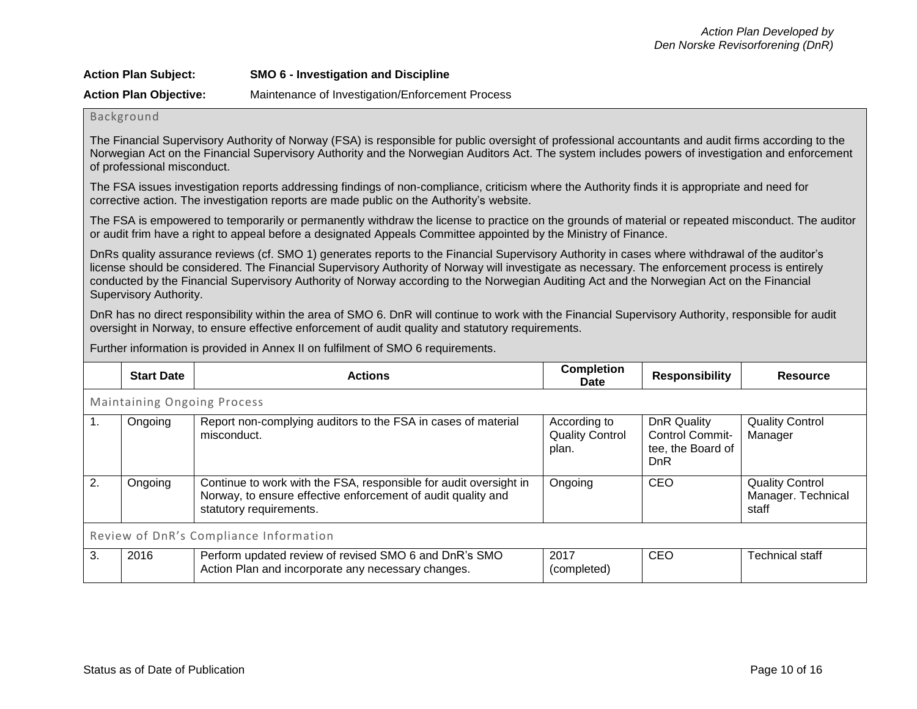*Action Plan Developed by Den Norske Revisorforening (DnR)*

**Action Plan Subject:** **SMO 6 - Investigation and Discipline**

**Action Plan Objective:** Maintenance of Investigation/Enforcement Process

### Background

The Financial Supervisory Authority of Norway (FSA) is responsible for public oversight of professional accountants and audit firms according to the Norwegian Act on the Financial Supervisory Authority and the Norwegian Auditors Act. The system includes powers of investigation and enforcement of professional misconduct.

The FSA issues investigation reports addressing findings of non-compliance, criticism where the Authority finds it is appropriate and need for corrective action. The investigation reports are made public on the Authority's website.

The FSA is empowered to temporarily or permanently withdraw the license to practice on the grounds of material or repeated misconduct. The auditor or audit frim have a right to appeal before a designated Appeals Committee appointed by the Ministry of Finance.

DnRs quality assurance reviews (cf. SMO 1) generates reports to the Financial Supervisory Authority in cases where withdrawal of the auditor's license should be considered. The Financial Supervisory Authority of Norway will investigate as necessary. The enforcement process is entirely conducted by the Financial Supervisory Authority of Norway according to the Norwegian Auditing Act and the Norwegian Act on the Financial Supervisory Authority.

DnR has no direct responsibility within the area of SMO 6. DnR will continue to work with the Financial Supervisory Authority, responsible for audit oversight in Norway, to ensure effective enforcement of audit quality and statutory requirements.

Further information is provided in Annex II on fulfilment of SMO 6 requirements.

| | Start Date | Actions | Completion Date | Responsibility | Resource |
|---|---|---|---|---|---|
| Maintaining Ongoing Process | | | | | |
| 1. | Ongoing | Report non-complying auditors to the FSA in cases of material misconduct. | According to Quality Control plan. | DnR Quality Control Committee, the Board of DnR | Quality Control Manager |
| 2. | Ongoing | Continue to work with the FSA, responsible for audit oversight in Norway, to ensure effective enforcement of audit quality and statutory requirements. | Ongoing | CEO | Quality Control Manager. Technical staff |
| Review of DnR's Compliance Information | | | | | |
| 3. | 2016 | Perform updated review of revised SMO 6 and DnR's SMO Action Plan and incorporate any necessary changes. | 2017 (completed) | CEO | Technical staff |

Status as of Date of Publication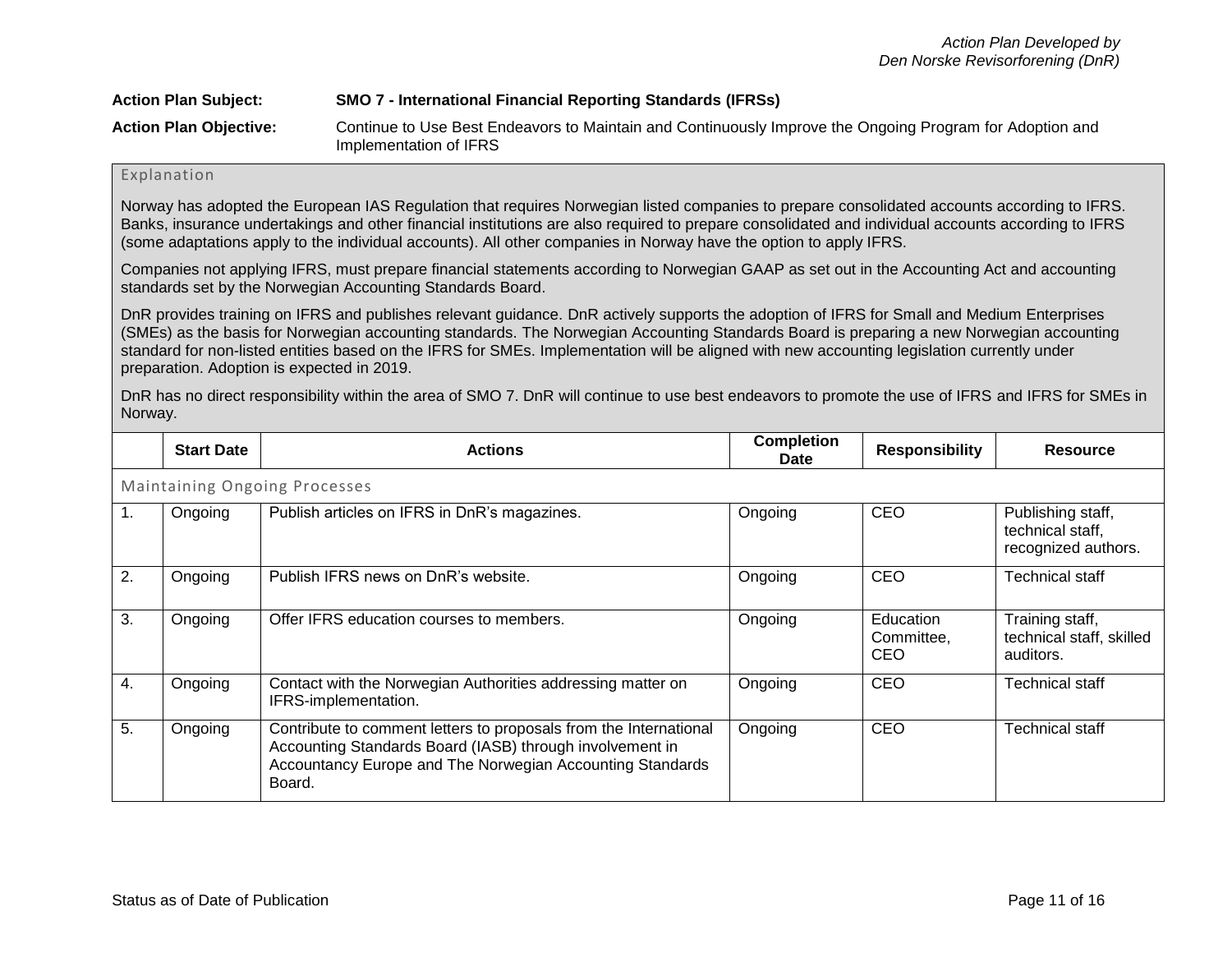*Action Plan Developed by*
*Den Norske Revisorforening (DnR)*

**Action Plan Subject:** **SMO 7 - International Financial Reporting Standards (IFRSs)**

**Action Plan Objective:** Continue to Use Best Endeavors to Maintain and Continuously Improve the Ongoing Program for Adoption and Implementation of IFRS

### Explanation

Norway has adopted the European IAS Regulation that requires Norwegian listed companies to prepare consolidated accounts according to IFRS. Banks, insurance undertakings and other financial institutions are also required to prepare consolidated and individual accounts according to IFRS (some adaptations apply to the individual accounts). All other companies in Norway have the option to apply IFRS.

Companies not applying IFRS, must prepare financial statements according to Norwegian GAAP as set out in the Accounting Act and accounting standards set by the Norwegian Accounting Standards Board.

DnR provides training on IFRS and publishes relevant guidance. DnR actively supports the adoption of IFRS for Small and Medium Enterprises (SMEs) as the basis for Norwegian accounting standards. The Norwegian Accounting Standards Board is preparing a new Norwegian accounting standard for non-listed entities based on the IFRS for SMEs. Implementation will be aligned with new accounting legislation currently under preparation. Adoption is expected in 2019.

DnR has no direct responsibility within the area of SMO 7. DnR will continue to use best endeavors to promote the use of IFRS and IFRS for SMEs in Norway.

| | Start Date | Actions | Completion Date | Responsibility | Resource |
|---|---|---|---|---|---|
| Maintaining Ongoing Processes | | | | | |
| 1. | Ongoing | Publish articles on IFRS in DnR's magazines. | Ongoing | CEO | Publishing staff, technical staff, recognized authors. |
| 2. | Ongoing | Publish IFRS news on DnR's website. | Ongoing | CEO | Technical staff |
| 3. | Ongoing | Offer IFRS education courses to members. | Ongoing | Education Committee, CEO | Training staff, technical staff, skilled auditors. |
| 4. | Ongoing | Contact with the Norwegian Authorities addressing matter on IFRS-implementation. | Ongoing | CEO | Technical staff |
| 5. | Ongoing | Contribute to comment letters to proposals from the International Accounting Standards Board (IASB) through involvement in Accountancy Europe and The Norwegian Accounting Standards Board. | Ongoing | CEO | Technical staff |

Status as of Date of Publication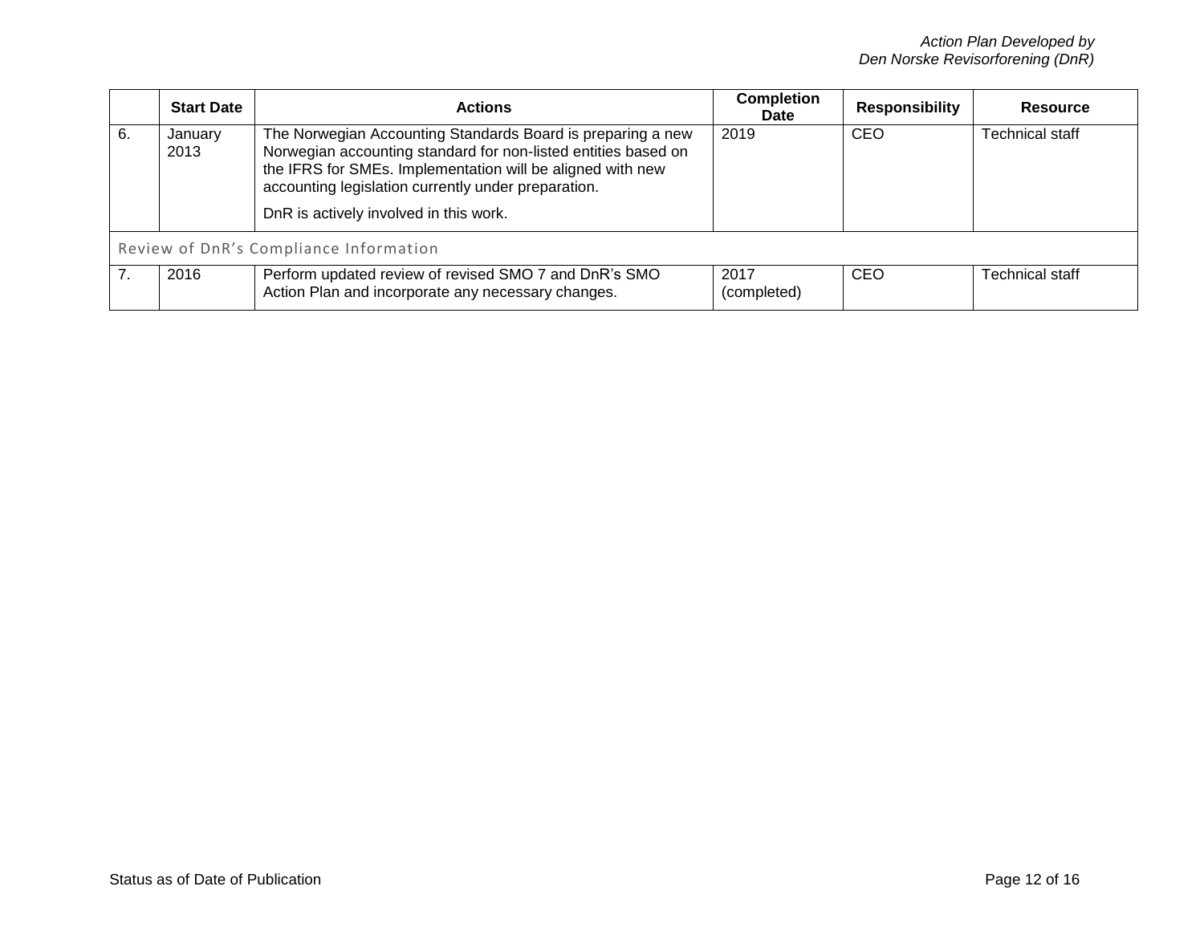|  | Start Date | Actions | Completion Date | Responsibility | Resource |
|---|---|---|---|---|---|
| 6. | January 2013 | The Norwegian Accounting Standards Board is preparing a new Norwegian accounting standard for non-listed entities based on the IFRS for SMEs. Implementation will be aligned with new accounting legislation currently under preparation.<br><br>DnR is actively involved in this work. | 2019 | CEO | Technical staff |
| Review of DnR's Compliance Information | | | | | |
| 7. | 2016 | Perform updated review of revised SMO 7 and DnR's SMO Action Plan and incorporate any necessary changes. | 2017 (completed) | CEO | Technical staff |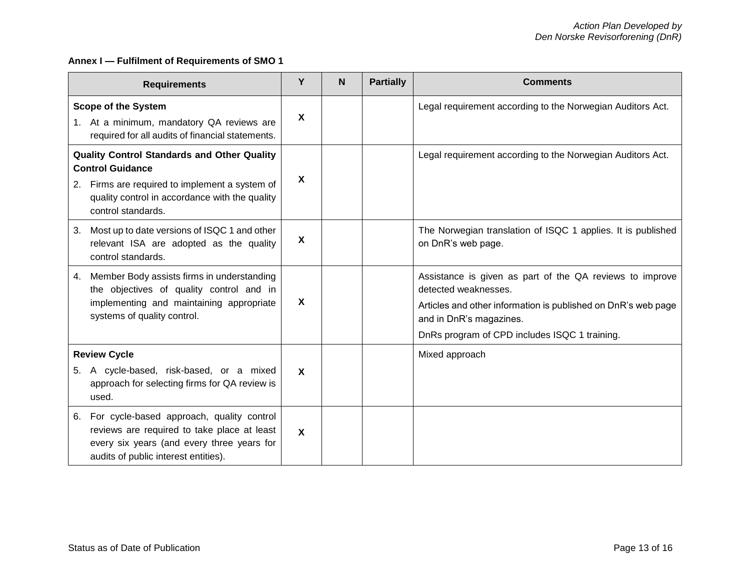**Annex I — Fulfilment of Requirements of SMO 1**

| Requirements | Y | N | Partially | Comments |
|---|---|---|---|---|
| **Scope of the System**<br>1. At a minimum, mandatory QA reviews are required for all audits of financial statements. | X | | | Legal requirement according to the Norwegian Auditors Act. |
| **Quality Control Standards and Other Quality Control Guidance**<br>2. Firms are required to implement a system of quality control in accordance with the quality control standards. | X | | | Legal requirement according to the Norwegian Auditors Act. |
| 3. Most up to date versions of ISQC 1 and other relevant ISA are adopted as the quality control standards. | X | | | The Norwegian translation of ISQC 1 applies. It is published on DnR's web page. |
| 4. Member Body assists firms in understanding the objectives of quality control and in implementing and maintaining appropriate systems of quality control. | X | | | Assistance is given as part of the QA reviews to improve detected weaknesses.<br>Articles and other information is published on DnR's web page and in DnR's magazines.<br>DnRs program of CPD includes ISQC 1 training. |
| **Review Cycle**<br>5. A cycle-based, risk-based, or a mixed approach for selecting firms for QA review is used. | X | | | Mixed approach |
| 6. For cycle-based approach, quality control reviews are required to take place at least every six years (and every three years for audits of public interest entities). | X | | | |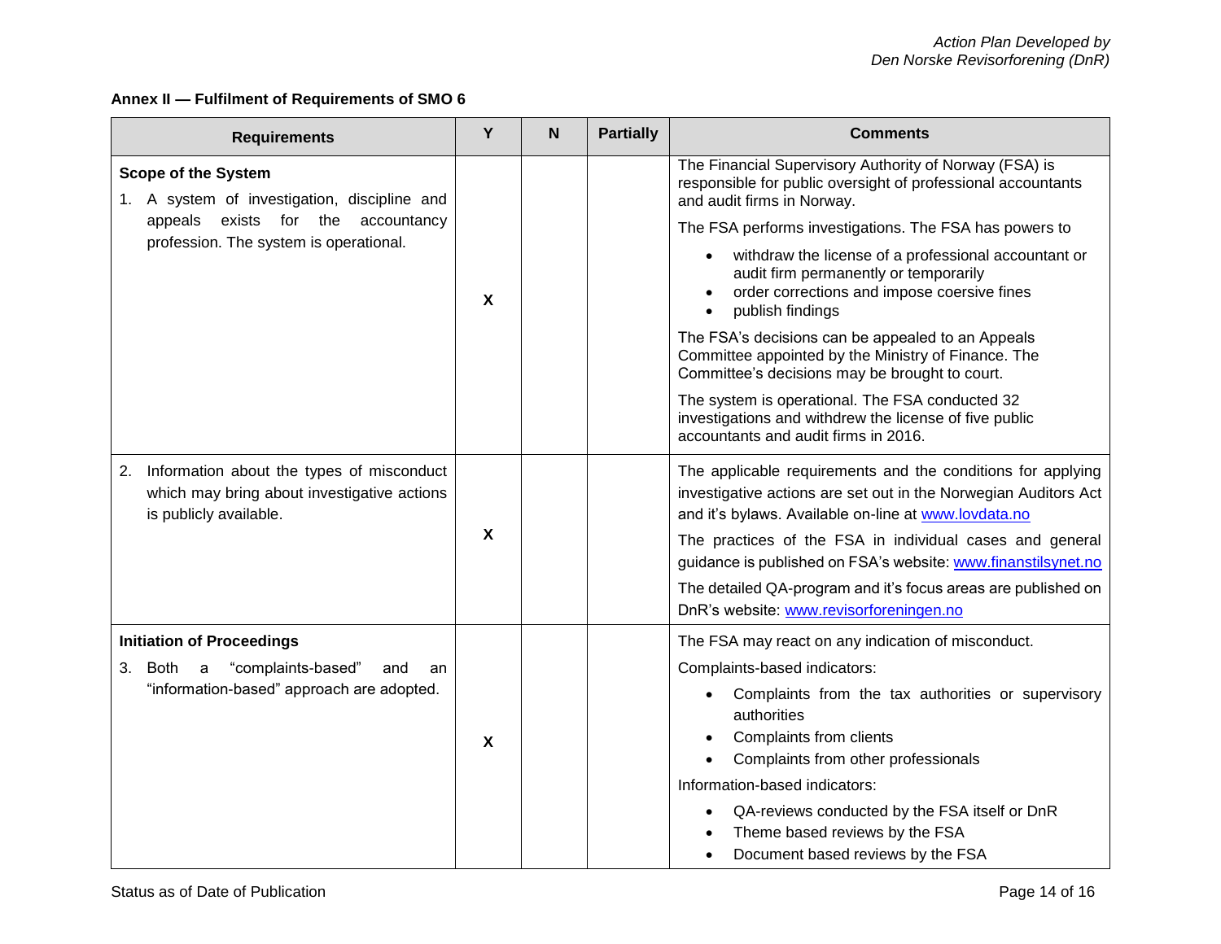**Annex II — Fulfilment of Requirements of SMO 6**

| Requirements | Y | N | Partially | Comments |
|---|---|---|---|---|
| **Scope of the System**<br>1. A system of investigation, discipline and appeals exists for the accountancy profession. The system is operational. | X | | | The Financial Supervisory Authority of Norway (FSA) is responsible for public oversight of professional accountants and audit firms in Norway.<br>The FSA performs investigations. The FSA has powers to<br>• withdraw the license of a professional accountant or audit firm permanently or temporarily<br>• order corrections and impose coersive fines<br>• publish findings<br>The FSA's decisions can be appealed to an Appeals Committee appointed by the Ministry of Finance. The Committee's decisions may be brought to court.<br>The system is operational. The FSA conducted 32 investigations and withdrew the license of five public accountants and audit firms in 2016. |
| 2. Information about the types of misconduct which may bring about investigative actions is publicly available. | X | | | The applicable requirements and the conditions for applying investigative actions are set out in the Norwegian Auditors Act and it's bylaws. Available on-line at [www.lovdata.no](http://www.lovdata.no)<br>The practices of the FSA in individual cases and general guidance is published on FSA's website: [www.finanstilsynet.no](http://www.finanstilsynet.no)<br>The detailed QA-program and it's focus areas are published on DnR's website: [www.revisorforeningen.no](http://www.revisorforeningen.no) |
| **Initiation of Proceedings**<br>3. Both a "complaints-based" and an "information-based" approach are adopted. | X | | | The FSA may react on any indication of misconduct.<br>Complaints-based indicators:<br>• Complaints from the tax authorities or supervisory authorities<br>• Complaints from clients<br>• Complaints from other professionals<br>Information-based indicators:<br>• QA-reviews conducted by the FSA itself or DnR<br>• Theme based reviews by the FSA<br>• Document based reviews by the FSA |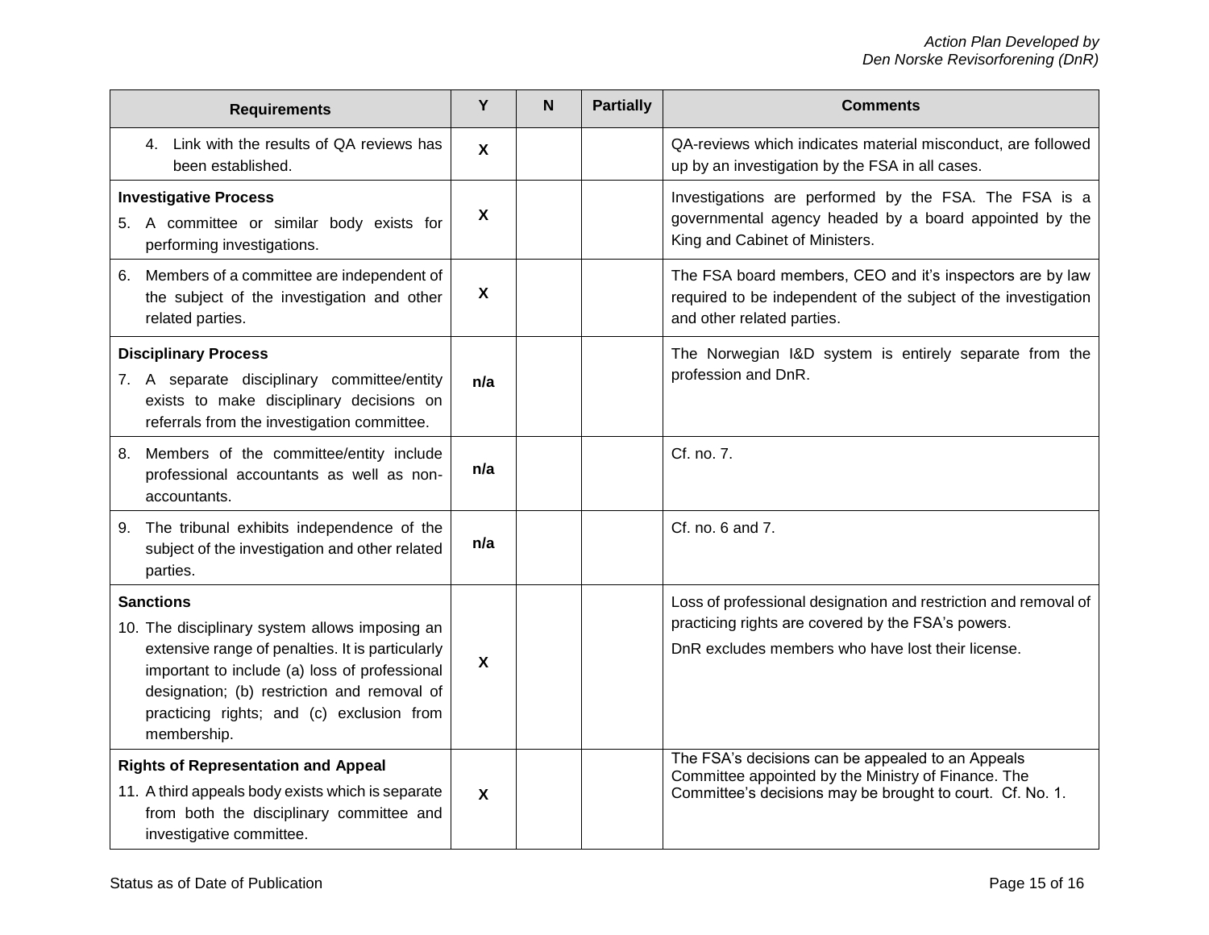| Requirements | Y | N | Partially | Comments |
|---|---|---|---|---|
| 4. Link with the results of QA reviews has been established. | X | | | QA-reviews which indicates material misconduct, are followed up by an investigation by the FSA in all cases. |
| **Investigative Process**<br>5. A committee or similar body exists for performing investigations. | X | | | Investigations are performed by the FSA. The FSA is a governmental agency headed by a board appointed by the King and Cabinet of Ministers. |
| 6. Members of a committee are independent of the subject of the investigation and other related parties. | X | | | The FSA board members, CEO and it's inspectors are by law required to be independent of the subject of the investigation and other related parties. |
| **Disciplinary Process**<br>7. A separate disciplinary committee/entity exists to make disciplinary decisions on referrals from the investigation committee. | n/a | | | The Norwegian I&D system is entirely separate from the profession and DnR. |
| 8. Members of the committee/entity include professional accountants as well as non-accountants. | n/a | | | Cf. no. 7. |
| 9. The tribunal exhibits independence of the subject of the investigation and other related parties. | n/a | | | Cf. no. 6 and 7. |
| **Sanctions**<br>10. The disciplinary system allows imposing an extensive range of penalties. It is particularly important to include (a) loss of professional designation; (b) restriction and removal of practicing rights; and (c) exclusion from membership. | X | | | Loss of professional designation and restriction and removal of practicing rights are covered by the FSA's powers.<br>DnR excludes members who have lost their license. |
| **Rights of Representation and Appeal**<br>11. A third appeals body exists which is separate from both the disciplinary committee and investigative committee. | X | | | The FSA's decisions can be appealed to an Appeals Committee appointed by the Ministry of Finance. The Committee's decisions may be brought to court. Cf. No. 1. |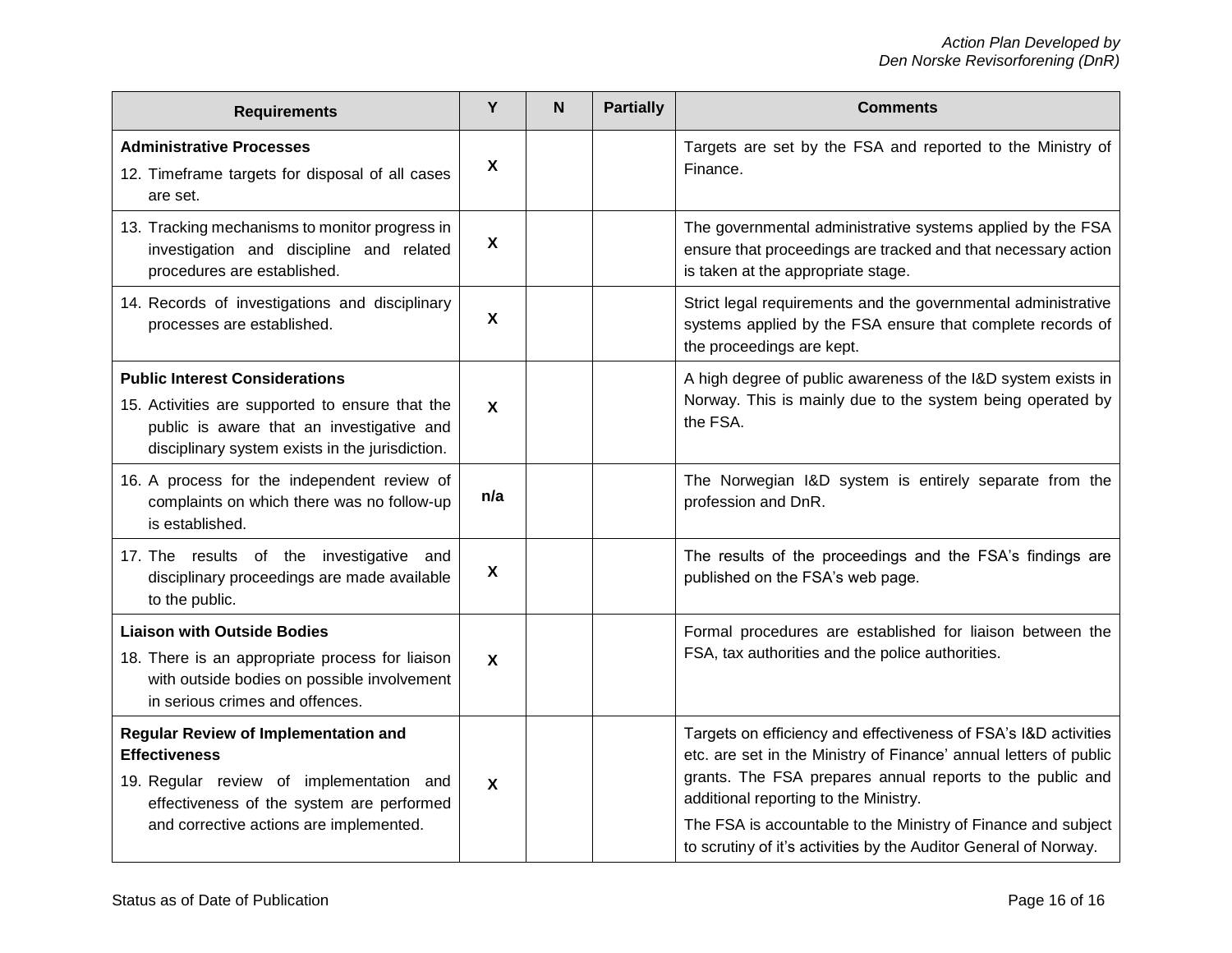| Requirements | Y | N | Partially | Comments |
|---|---|---|---|---|
| **Administrative Processes**<br>12. Timeframe targets for disposal of all cases are set. | X | | | Targets are set by the FSA and reported to the Ministry of Finance. |
| 13. Tracking mechanisms to monitor progress in investigation and discipline and related procedures are established. | X | | | The governmental administrative systems applied by the FSA ensure that proceedings are tracked and that necessary action is taken at the appropriate stage. |
| 14. Records of investigations and disciplinary processes are established. | X | | | Strict legal requirements and the governmental administrative systems applied by the FSA ensure that complete records of the proceedings are kept. |
| **Public Interest Considerations**<br>15. Activities are supported to ensure that the public is aware that an investigative and disciplinary system exists in the jurisdiction. | X | | | A high degree of public awareness of the I&D system exists in Norway. This is mainly due to the system being operated by the FSA. |
| 16. A process for the independent review of complaints on which there was no follow-up is established. | n/a | | | The Norwegian I&D system is entirely separate from the profession and DnR. |
| 17. The results of the investigative and disciplinary proceedings are made available to the public. | X | | | The results of the proceedings and the FSA's findings are published on the FSA's web page. |
| **Liaison with Outside Bodies**<br>18. There is an appropriate process for liaison with outside bodies on possible involvement in serious crimes and offences. | X | | | Formal procedures are established for liaison between the FSA, tax authorities and the police authorities. |
| **Regular Review of Implementation and Effectiveness**<br>19. Regular review of implementation and effectiveness of the system are performed and corrective actions are implemented. | X | | | Targets on efficiency and effectiveness of FSA's I&D activities etc. are set in the Ministry of Finance' annual letters of public grants. The FSA prepares annual reports to the public and additional reporting to the Ministry.<br>The FSA is accountable to the Ministry of Finance and subject to scrutiny of it's activities by the Auditor General of Norway. |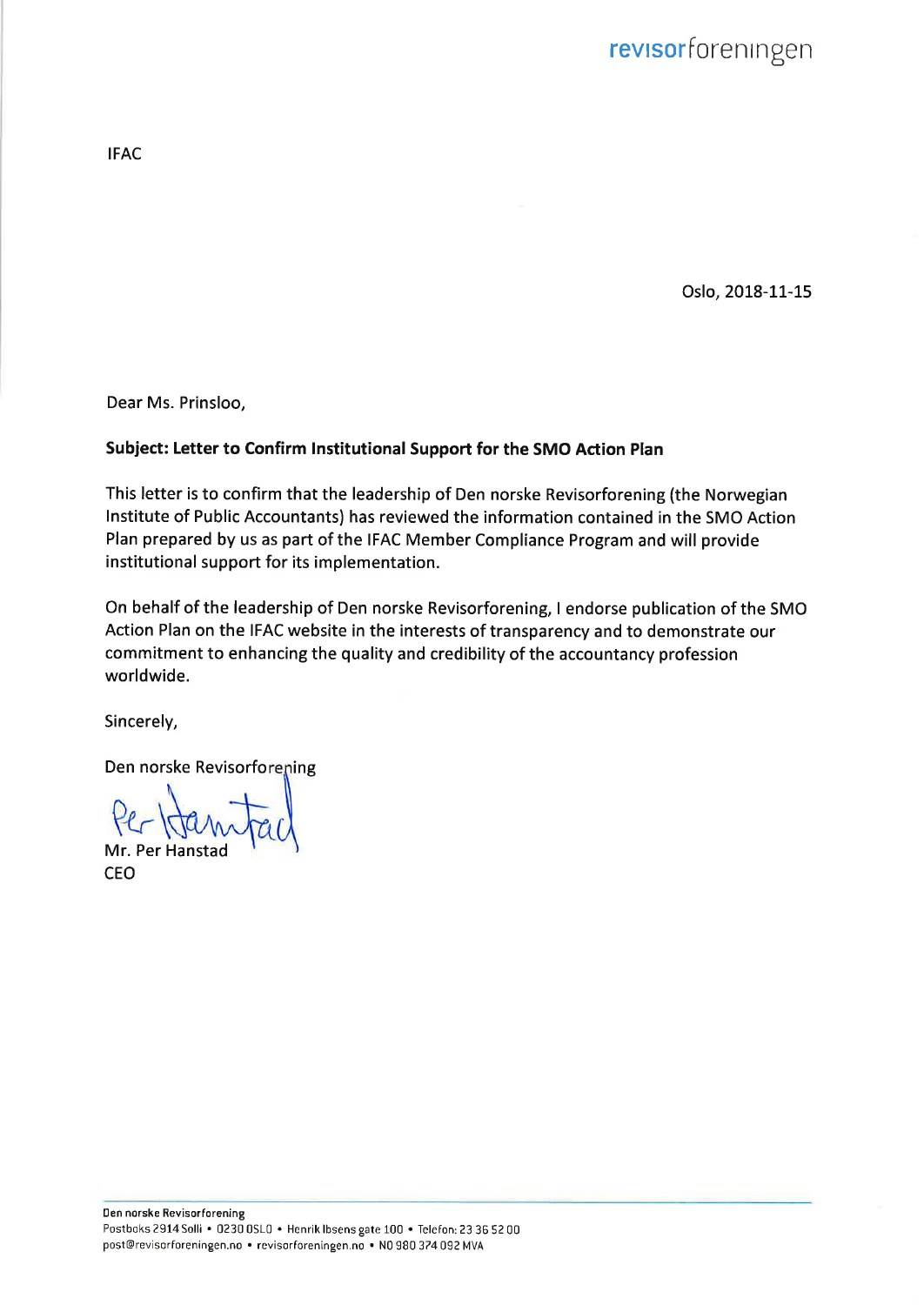revisorforeningen

IFAC

Oslo, 2018-11-15

Dear Ms. Prinsloo,

**Subject: Letter to Confirm Institutional Support for the SMO Action Plan**

This letter is to confirm that the leadership of Den norske Revisorforening (the Norwegian Institute of Public Accountants) has reviewed the information contained in the SMO Action Plan prepared by us as part of the IFAC Member Compliance Program and will provide institutional support for its implementation.

On behalf of the leadership of Den norske Revisorforening, I endorse publication of the SMO Action Plan on the IFAC website in the interests of transparency and to demonstrate our commitment to enhancing the quality and credibility of the accountancy profession worldwide.

Sincerely,

Den norske Revisorforening

Mr. Per Hanstad
CEO

**Den norske Revisorforening**
Postboks 2914 Solli • 0230 OSLO • Henrik Ibsens gate 100 • Telefon: 23 36 52 00
post@revisorforeningen.no • revisorforeningen.no • NO 980 374 092 MVA